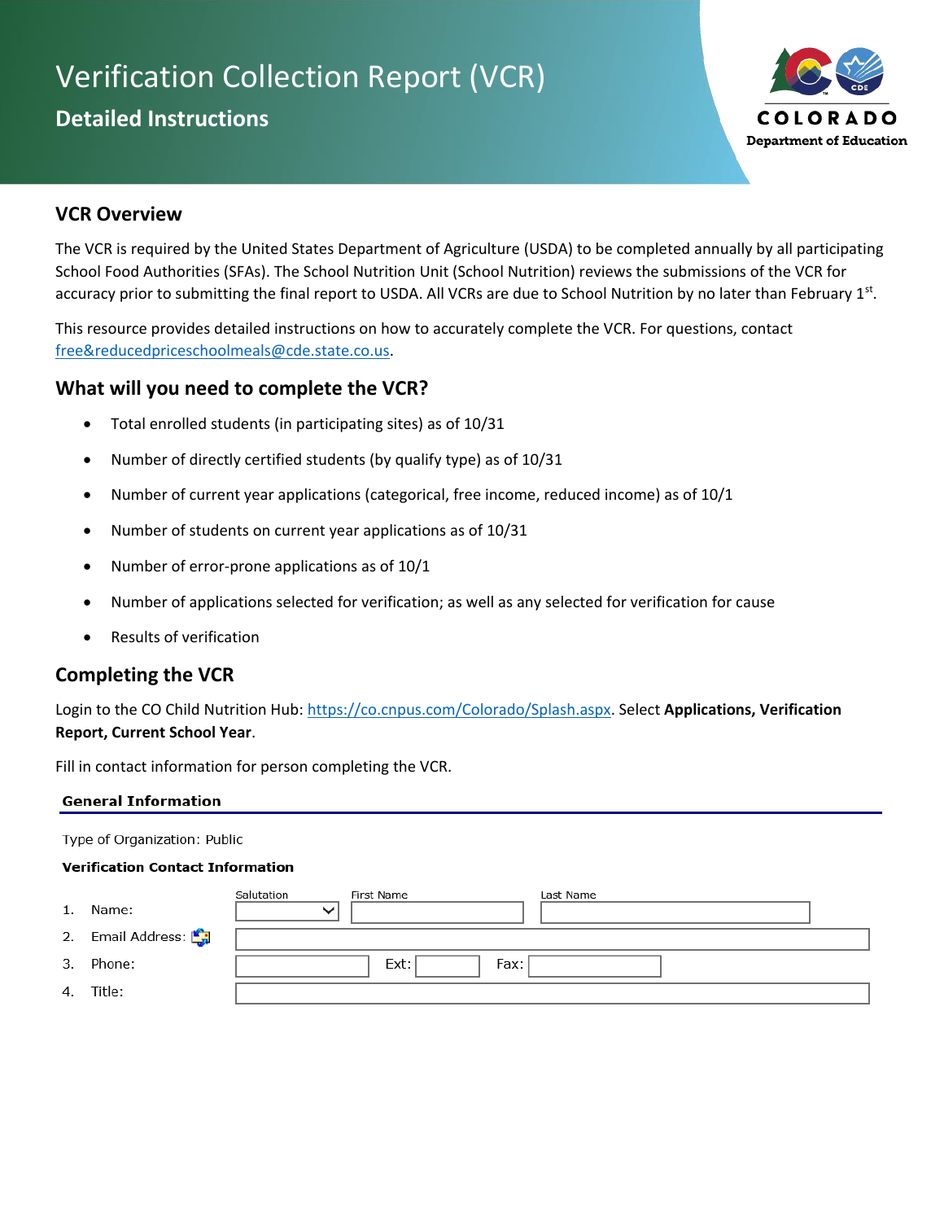# Verification Collection Report (VCR)

## Detailed Instructions

COLORADO
Department of Education

## VCR Overview

The VCR is required by the United States Department of Agriculture (USDA) to be completed annually by all participating School Food Authorities (SFAs). The School Nutrition Unit (School Nutrition) reviews the submissions of the VCR for accuracy prior to submitting the final report to USDA. All VCRs are due to School Nutrition by no later than February 1st.

This resource provides detailed instructions on how to accurately complete the VCR. For questions, contact free&reducedpriceschoolmeals@cde.state.co.us.

## What will you need to complete the VCR?

- Total enrolled students (in participating sites) as of 10/31
- Number of directly certified students (by qualify type) as of 10/31
- Number of current year applications (categorical, free income, reduced income) as of 10/1
- Number of students on current year applications as of 10/31
- Number of error-prone applications as of 10/1
- Number of applications selected for verification; as well as any selected for verification for cause
- Results of verification

## Completing the VCR

Login to the CO Child Nutrition Hub: https://co.cnpus.com/Colorado/Splash.aspx. Select **Applications, Verification Report, Current School Year**.

Fill in contact information for person completing the VCR.

**General Information**

Type of Organization: Public

**Verification Contact Information**

| | | Salutation | First Name | Last Name |
|---|---|---|---|---|
| 1. | Name: | | | |
| 2. | Email Address: | | | |
| 3. | Phone: | | Ext: | Fax: |
| 4. | Title: | | | |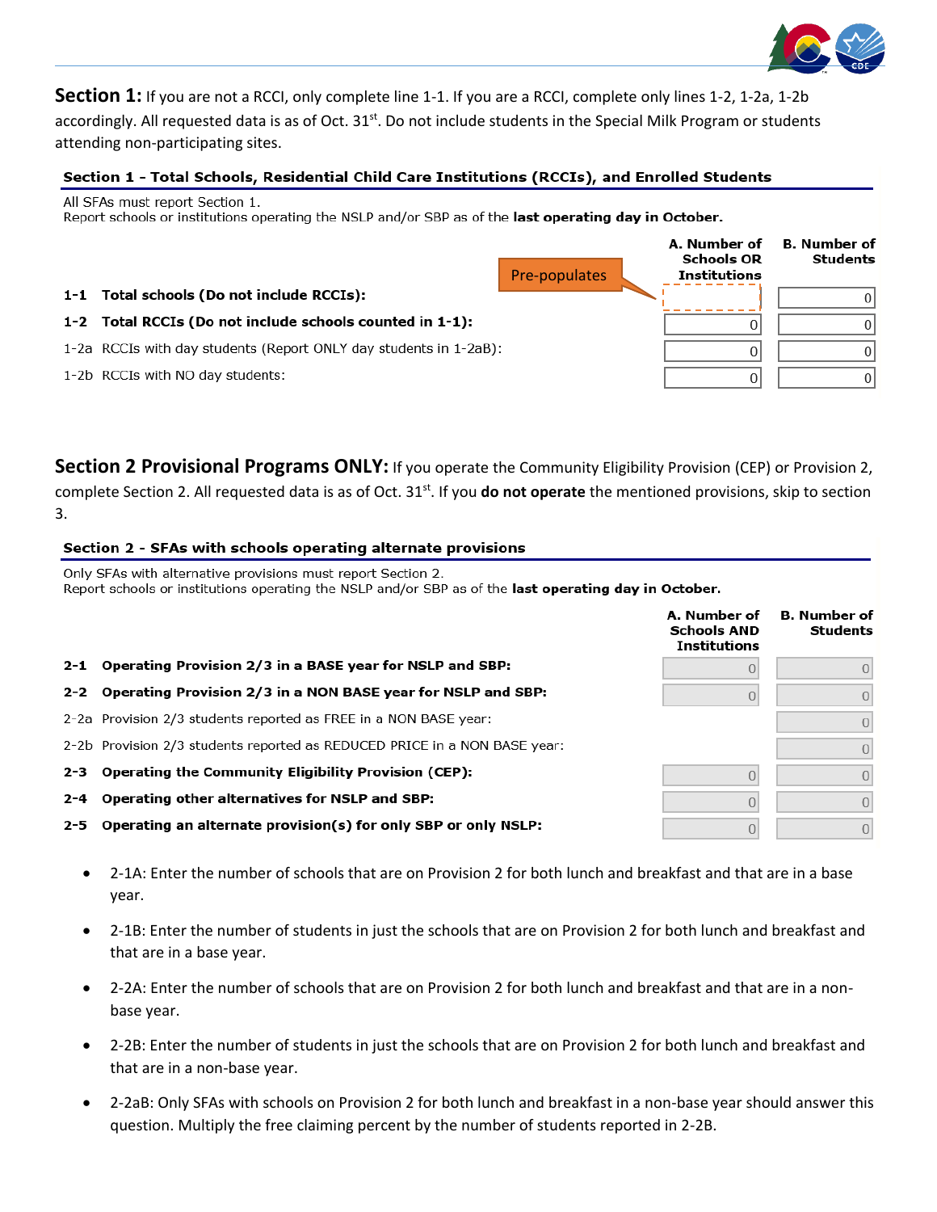**Section 1:** If you are not a RCCI, only complete line 1-1. If you are a RCCI, complete only lines 1-2, 1-2a, 1-2b accordingly. All requested data is as of Oct. 31st. Do not include students in the Special Milk Program or students attending non-participating sites.

## Section 1 - Total Schools, Residential Child Care Institutions (RCCIs), and Enrolled Students

All SFAs must report Section 1.
Report schools or institutions operating the NSLP and/or SBP as of the **last operating day in October.**

| | A. Number of Schools OR Institutions | B. Number of Students |
|---|---|---|
| **1-1 Total schools (Do not include RCCIs):** | Pre-populates | 0 |
| **1-2 Total RCCIs (Do not include schools counted in 1-1):** | 0 | 0 |
| 1-2a RCCIs with day students (Report ONLY day students in 1-2aB): | 0 | 0 |
| 1-2b RCCIs with NO day students: | 0 | 0 |

**Section 2 Provisional Programs ONLY:** If you operate the Community Eligibility Provision (CEP) or Provision 2, complete Section 2. All requested data is as of Oct. 31st. If you **do not operate** the mentioned provisions, skip to section 3.

## Section 2 - SFAs with schools operating alternate provisions

Only SFAs with alternative provisions must report Section 2.
Report schools or institutions operating the NSLP and/or SBP as of the **last operating day in October.**

| | A. Number of Schools AND Institutions | B. Number of Students |
|---|---|---|
| **2-1 Operating Provision 2/3 in a BASE year for NSLP and SBP:** | 0 | 0 |
| **2-2 Operating Provision 2/3 in a NON BASE year for NSLP and SBP:** | 0 | 0 |
| 2-2a Provision 2/3 students reported as FREE in a NON BASE year: | | 0 |
| 2-2b Provision 2/3 students reported as REDUCED PRICE in a NON BASE year: | | 0 |
| **2-3 Operating the Community Eligibility Provision (CEP):** | 0 | 0 |
| **2-4 Operating other alternatives for NSLP and SBP:** | 0 | 0 |
| **2-5 Operating an alternate provision(s) for only SBP or only NSLP:** | 0 | 0 |

- 2-1A: Enter the number of schools that are on Provision 2 for both lunch and breakfast and that are in a base year.
- 2-1B: Enter the number of students in just the schools that are on Provision 2 for both lunch and breakfast and that are in a base year.
- 2-2A: Enter the number of schools that are on Provision 2 for both lunch and breakfast and that are in a non-base year.
- 2-2B: Enter the number of students in just the schools that are on Provision 2 for both lunch and breakfast and that are in a non-base year.
- 2-2aB: Only SFAs with schools on Provision 2 for both lunch and breakfast in a non-base year should answer this question. Multiply the free claiming percent by the number of students reported in 2-2B.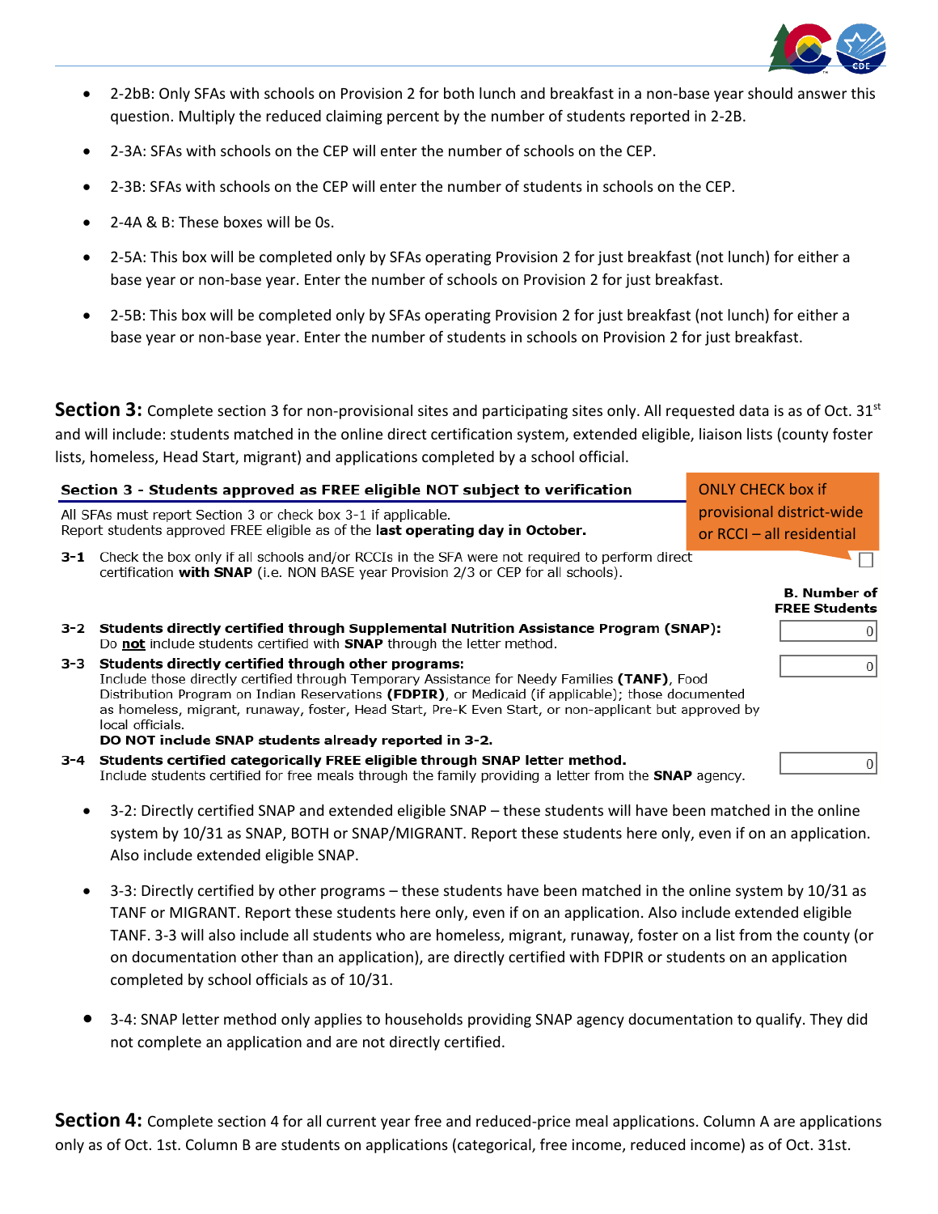- 2-2bB: Only SFAs with schools on Provision 2 for both lunch and breakfast in a non-base year should answer this question. Multiply the reduced claiming percent by the number of students reported in 2-2B.
- 2-3A: SFAs with schools on the CEP will enter the number of schools on the CEP.
- 2-3B: SFAs with schools on the CEP will enter the number of students in schools on the CEP.
- 2-4A & B: These boxes will be 0s.
- 2-5A: This box will be completed only by SFAs operating Provision 2 for just breakfast (not lunch) for either a base year or non-base year. Enter the number of schools on Provision 2 for just breakfast.
- 2-5B: This box will be completed only by SFAs operating Provision 2 for just breakfast (not lunch) for either a base year or non-base year. Enter the number of students in schools on Provision 2 for just breakfast.

**Section 3:** Complete section 3 for non-provisional sites and participating sites only. All requested data is as of Oct. 31st and will include: students matched in the online direct certification system, extended eligible, liaison lists (county foster lists, homeless, Head Start, migrant) and applications completed by a school official.

**Section 3 - Students approved as FREE eligible NOT subject to verification**

ONLY CHECK box if provisional district-wide or RCCI – all residential

All SFAs must report Section 3 or check box 3-1 if applicable.
Report students approved FREE eligible as of the **last operating day in October.**

| | | B. Number of FREE Students |
|---|---|---|
| 3-1 | Check the box only if all schools and/or RCCIs in the SFA were not required to perform direct certification **with SNAP** (i.e. NON BASE year Provision 2/3 or CEP for all schools). | ☐ |
| 3-2 | **Students directly certified through Supplemental Nutrition Assistance Program (SNAP):** Do **not** include students certified with **SNAP** through the letter method. | 0 |
| 3-3 | **Students directly certified through other programs:** Include those directly certified through Temporary Assistance for Needy Families **(TANF)**, Food Distribution Program on Indian Reservations **(FDPIR)**, or Medicaid (if applicable); those documented as homeless, migrant, runaway, foster, Head Start, Pre-K Even Start, or non-applicant but approved by local officials. **DO NOT include SNAP students already reported in 3-2.** | 0 |
| 3-4 | **Students certified categorically FREE eligible through SNAP letter method.** Include students certified for free meals through the family providing a letter from the **SNAP** agency. | 0 |

- 3-2: Directly certified SNAP and extended eligible SNAP – these students will have been matched in the online system by 10/31 as SNAP, BOTH or SNAP/MIGRANT. Report these students here only, even if on an application. Also include extended eligible SNAP.
- 3-3: Directly certified by other programs – these students have been matched in the online system by 10/31 as TANF or MIGRANT. Report these students here only, even if on an application. Also include extended eligible TANF. 3-3 will also include all students who are homeless, migrant, runaway, foster on a list from the county (or on documentation other than an application), are directly certified with FDPIR or students on an application completed by school officials as of 10/31.
- 3-4: SNAP letter method only applies to households providing SNAP agency documentation to qualify. They did not complete an application and are not directly certified.

**Section 4:** Complete section 4 for all current year free and reduced-price meal applications. Column A are applications only as of Oct. 1st. Column B are students on applications (categorical, free income, reduced income) as of Oct. 31st.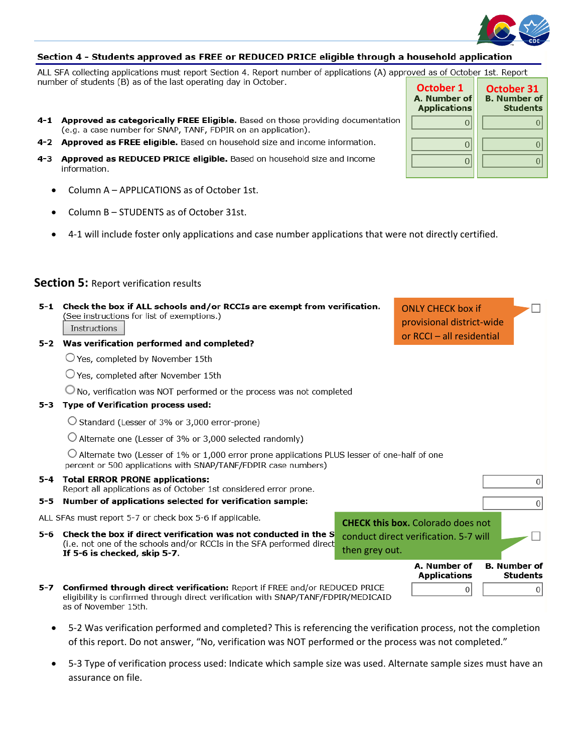## Section 4 - Students approved as FREE or REDUCED PRICE eligible through a household application

ALL SFA collecting applications must report Section 4. Report number of applications (A) approved as of October 1st. Report number of students (B) as of the last operating day in October.

| | | October 1 A. Number of Applications | October 31 B. Number of Students |
|---|---|---|---|
| 4-1 | **Approved as categorically FREE Eligible.** Based on those providing documentation (e.g. a case number for SNAP, TANF, FDPIR on an application). | 0 | 0 |
| 4-2 | **Approved as FREE eligible.** Based on household size and income information. | 0 | 0 |
| 4-3 | **Approved as REDUCED PRICE eligible.** Based on household size and income information. | 0 | 0 |

- Column A – APPLICATIONS as of October 1st.
- Column B – STUDENTS as of October 31st.
- 4-1 will include foster only applications and case number applications that were not directly certified.

## Section 5: Report verification results

**5-1 Check the box if ALL schools and/or RCCIs are exempt from verification.** (See instructions for list of exemptions.) ☐

Instructions

ONLY CHECK box if provisional district-wide or RCCI – all residential

**5-2 Was verification performed and completed?**

- ○ Yes, completed by November 15th
- ○ Yes, completed after November 15th
- ○ No, verification was NOT performed or the process was not completed

**5-3 Type of Verification process used:**

- ○ Standard (Lesser of 3% or 3,000 error-prone)
- ○ Alternate one (Lesser of 3% or 3,000 selected randomly)
- ○ Alternate two (Lesser of 1% or 1,000 error prone applications PLUS lesser of one-half of one percent or 500 applications with SNAP/TANF/FDPIR case numbers)

**5-4 Total ERROR PRONE applications:** Report all applications as of October 1st considered error prone. — 0

**5-5 Number of applications selected for verification sample:** — 0

ALL SFAs must report 5-7 or check box 5-6 if applicable.

**5-6 Check the box if direct verification was not conducted in the S**... (i.e. not one of the schools and/or RCCIs in the SFA performed direct... **If 5-6 is checked, skip 5-7.** ☐

**CHECK this box.** Colorado does not conduct direct verification. 5-7 will then grey out.

| | | A. Number of Applications | B. Number of Students |
|---|---|---|---|
| 5-7 | **Confirmed through direct verification:** Report if FREE and/or REDUCED PRICE eligibility is confirmed through direct verification with SNAP/TANF/FDPIR/MEDICAID as of November 15th. | 0 | 0 |

- 5-2 Was verification performed and completed? This is referencing the verification process, not the completion of this report. Do not answer, "No, verification was NOT performed or the process was not completed."
- 5-3 Type of verification process used: Indicate which sample size was used. Alternate sample sizes must have an assurance on file.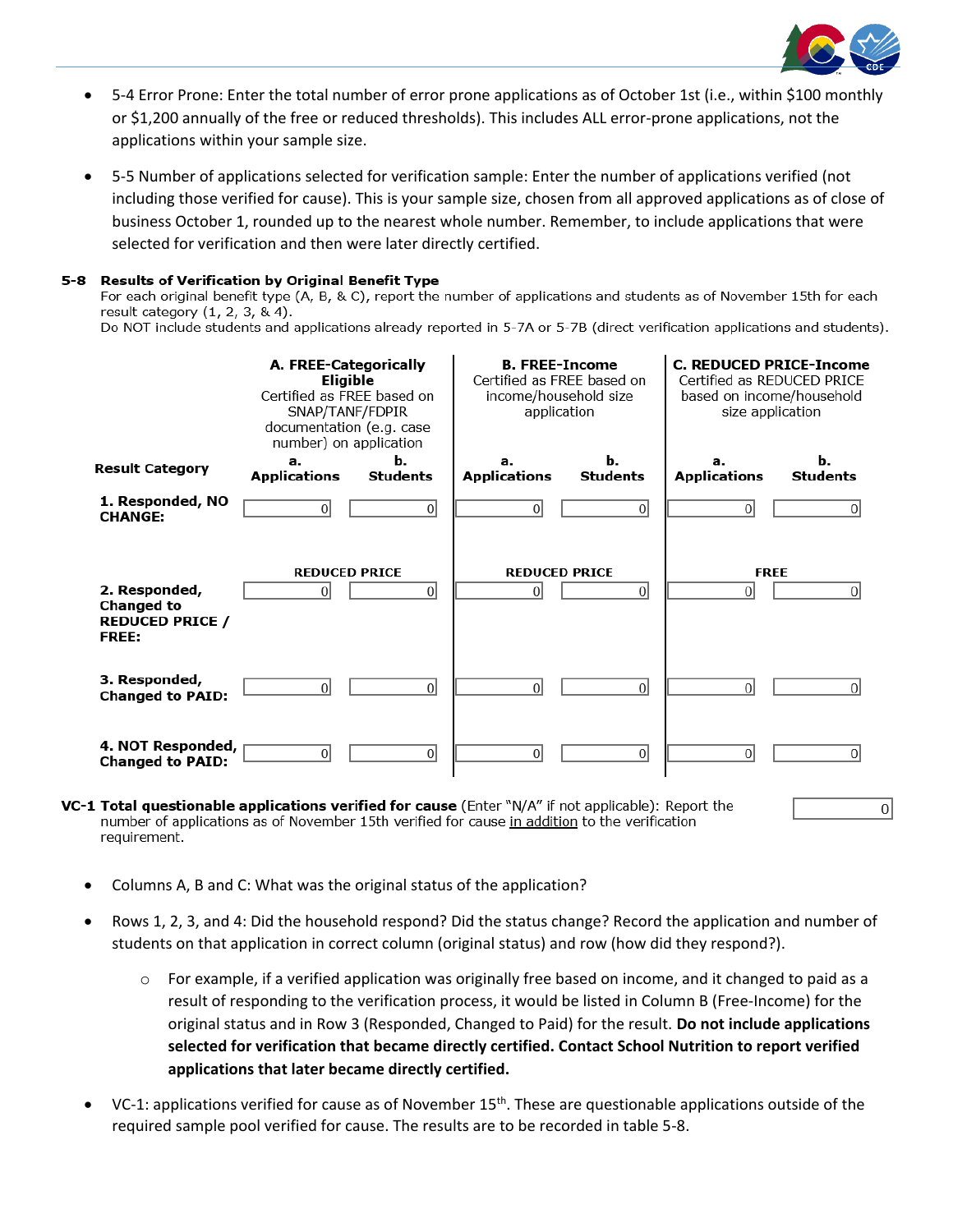- 5-4 Error Prone: Enter the total number of error prone applications as of October 1st (i.e., within $100 monthly or $1,200 annually of the free or reduced thresholds). This includes ALL error-prone applications, not the applications within your sample size.
- 5-5 Number of applications selected for verification sample: Enter the number of applications verified (not including those verified for cause). This is your sample size, chosen from all approved applications as of close of business October 1, rounded up to the nearest whole number. Remember, to include applications that were selected for verification and then were later directly certified.

**5-8 Results of Verification by Original Benefit Type**

For each original benefit type (A, B, & C), report the number of applications and students as of November 15th for each result category (1, 2, 3, & 4).

Do NOT include students and applications already reported in 5-7A or 5-7B (direct verification applications and students).

| | **A. FREE-Categorically Eligible** Certified as FREE based on SNAP/TANF/FDPIR documentation (e.g. case number) on application | | **B. FREE-Income** Certified as FREE based on income/household size application | | **C. REDUCED PRICE-Income** Certified as REDUCED PRICE based on income/household size application | |
|---|---|---|---|---|---|---|
| **Result Category** | **a. Applications** | **b. Students** | **a. Applications** | **b. Students** | **a. Applications** | **b. Students** |
| **1. Responded, NO CHANGE:** | 0 | 0 | 0 | 0 | 0 | 0 |
| | **REDUCED PRICE** | | **REDUCED PRICE** | | **FREE** | |
| **2. Responded, Changed to REDUCED PRICE / FREE:** | 0 | 0 | 0 | 0 | 0 | 0 |
| **3. Responded, Changed to PAID:** | 0 | 0 | 0 | 0 | 0 | 0 |
| **4. NOT Responded, Changed to PAID:** | 0 | 0 | 0 | 0 | 0 | 0 |

**VC-1 Total questionable applications verified for cause** (Enter "N/A" if not applicable): Report the number of applications as of November 15th verified for cause in addition to the verification requirement. 0

- Columns A, B and C: What was the original status of the application?
- Rows 1, 2, 3, and 4: Did the household respond? Did the status change? Record the application and number of students on that application in correct column (original status) and row (how did they respond?).
  - For example, if a verified application was originally free based on income, and it changed to paid as a result of responding to the verification process, it would be listed in Column B (Free-Income) for the original status and in Row 3 (Responded, Changed to Paid) for the result. **Do not include applications selected for verification that became directly certified. Contact School Nutrition to report verified applications that later became directly certified.**
- VC-1: applications verified for cause as of November 15th. These are questionable applications outside of the required sample pool verified for cause. The results are to be recorded in table 5-8.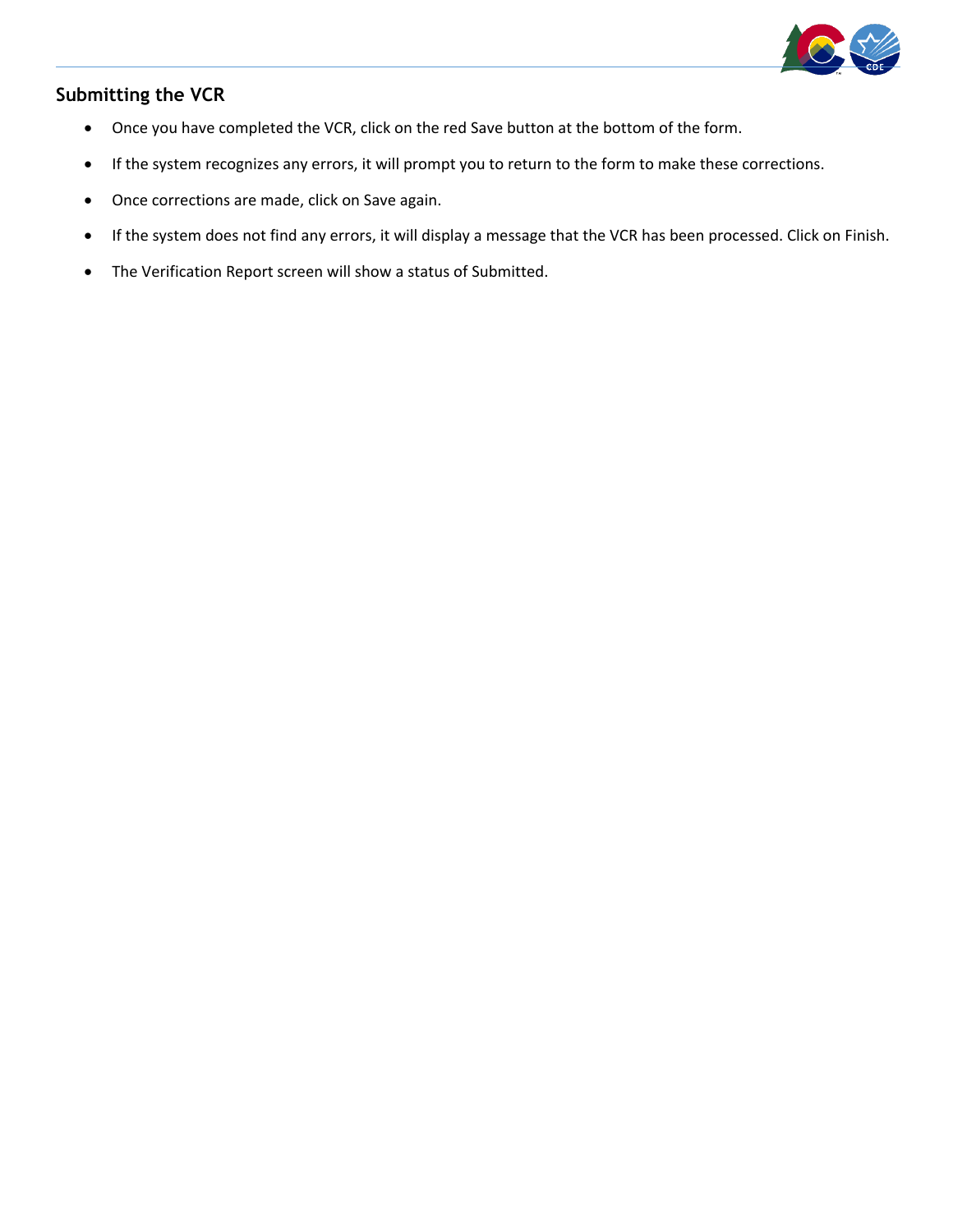## Submitting the VCR

- Once you have completed the VCR, click on the red Save button at the bottom of the form.
- If the system recognizes any errors, it will prompt you to return to the form to make these corrections.
- Once corrections are made, click on Save again.
- If the system does not find any errors, it will display a message that the VCR has been processed. Click on Finish.
- The Verification Report screen will show a status of Submitted.